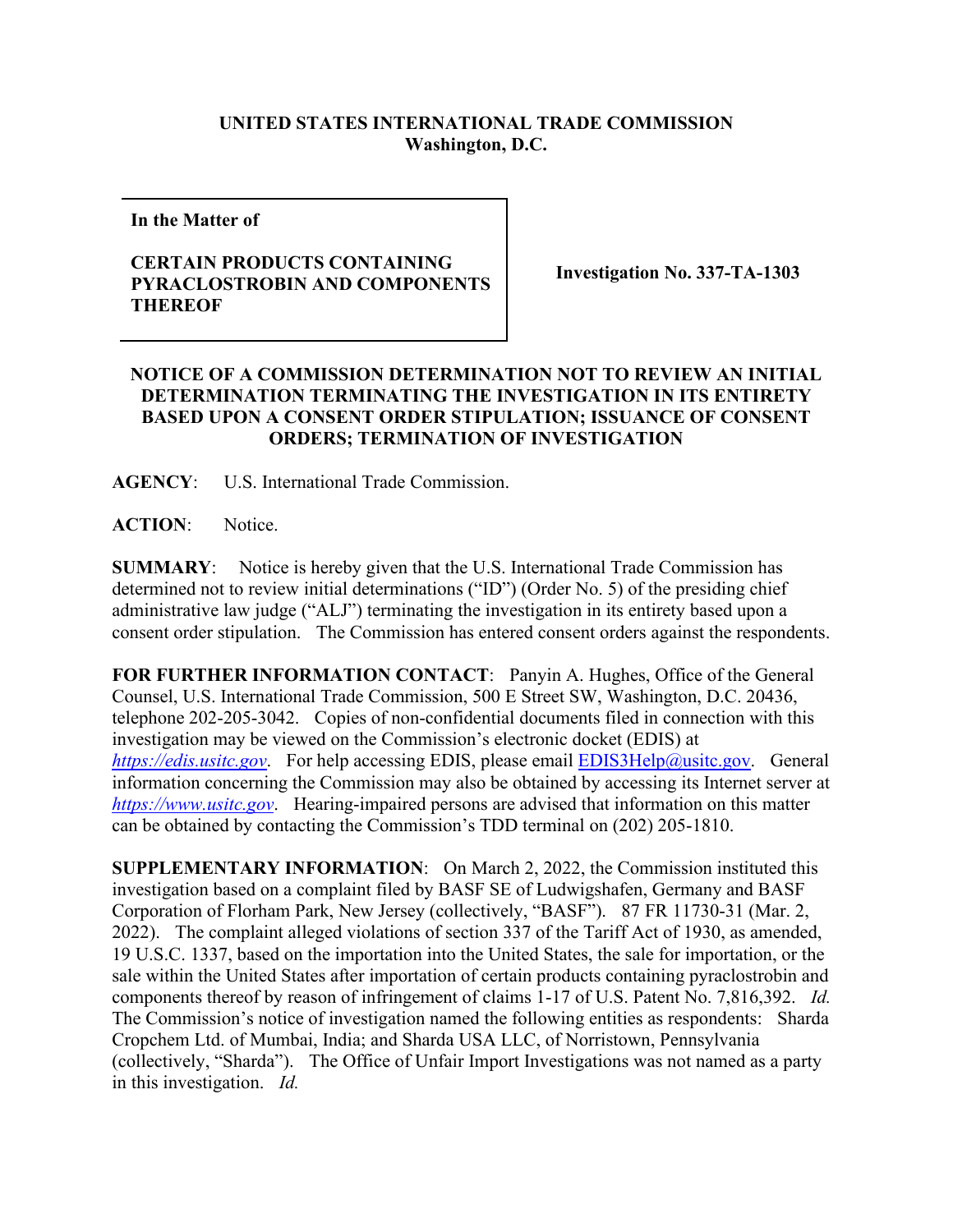**UNITED STATES INTERNATIONAL TRADE COMMISSION**
**Washington, D.C.**

| **In the Matter of**<br><br>**CERTAIN PRODUCTS CONTAINING PYRACLOSTROBIN AND COMPONENTS THEREOF** | **Investigation No. 337-TA-1303** |
|---|---|

**NOTICE OF A COMMISSION DETERMINATION NOT TO REVIEW AN INITIAL DETERMINATION TERMINATING THE INVESTIGATION IN ITS ENTIRETY BASED UPON A CONSENT ORDER STIPULATION; ISSUANCE OF CONSENT ORDERS; TERMINATION OF INVESTIGATION**

**AGENCY**: U.S. International Trade Commission.

**ACTION**: Notice.

**SUMMARY**: Notice is hereby given that the U.S. International Trade Commission has determined not to review initial determinations ("ID") (Order No. 5) of the presiding chief administrative law judge ("ALJ") terminating the investigation in its entirety based upon a consent order stipulation. The Commission has entered consent orders against the respondents.

**FOR FURTHER INFORMATION CONTACT**: Panyin A. Hughes, Office of the General Counsel, U.S. International Trade Commission, 500 E Street SW, Washington, D.C. 20436, telephone 202-205-3042. Copies of non-confidential documents filed in connection with this investigation may be viewed on the Commission's electronic docket (EDIS) at *https://edis.usitc.gov*. For help accessing EDIS, please email EDIS3Help@usitc.gov. General information concerning the Commission may also be obtained by accessing its Internet server at *https://www.usitc.gov*. Hearing-impaired persons are advised that information on this matter can be obtained by contacting the Commission's TDD terminal on (202) 205-1810.

**SUPPLEMENTARY INFORMATION**: On March 2, 2022, the Commission instituted this investigation based on a complaint filed by BASF SE of Ludwigshafen, Germany and BASF Corporation of Florham Park, New Jersey (collectively, "BASF"). 87 FR 11730-31 (Mar. 2, 2022). The complaint alleged violations of section 337 of the Tariff Act of 1930, as amended, 19 U.S.C. 1337, based on the importation into the United States, the sale for importation, or the sale within the United States after importation of certain products containing pyraclostrobin and components thereof by reason of infringement of claims 1-17 of U.S. Patent No. 7,816,392. *Id.* The Commission's notice of investigation named the following entities as respondents: Sharda Cropchem Ltd. of Mumbai, India; and Sharda USA LLC, of Norristown, Pennsylvania (collectively, "Sharda"). The Office of Unfair Import Investigations was not named as a party in this investigation. *Id.*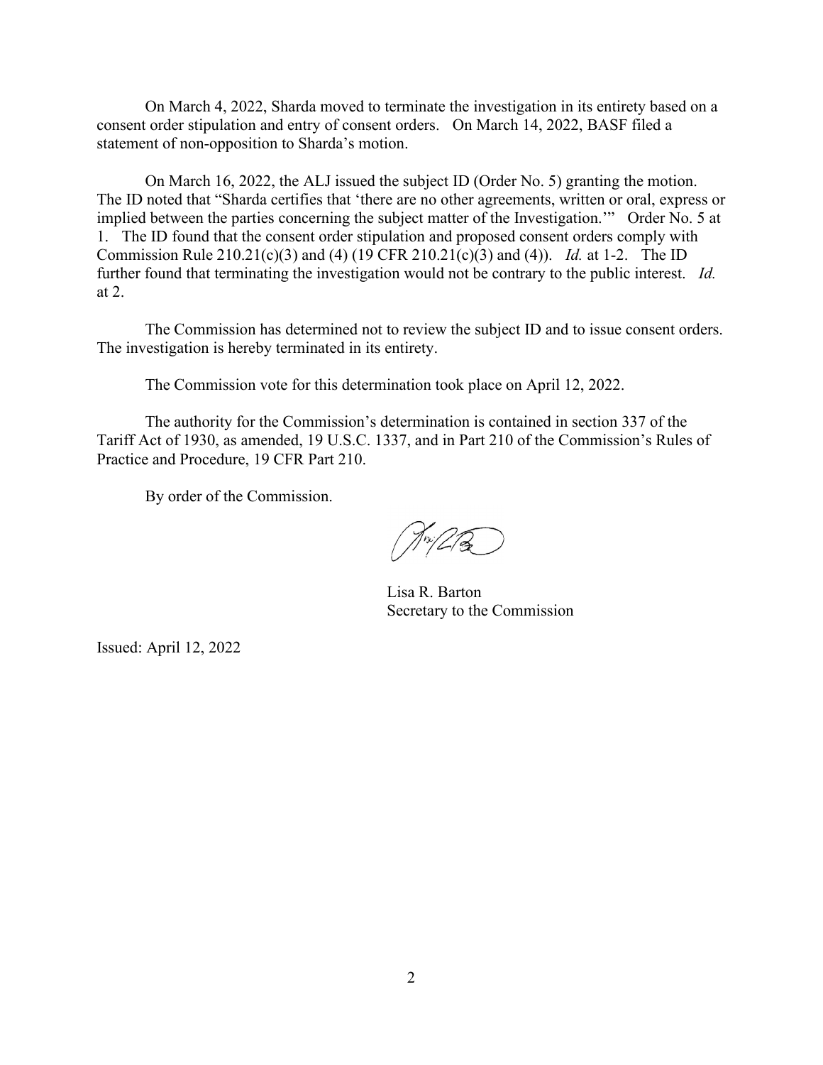On March 4, 2022, Sharda moved to terminate the investigation in its entirety based on a consent order stipulation and entry of consent orders. On March 14, 2022, BASF filed a statement of non-opposition to Sharda's motion.

On March 16, 2022, the ALJ issued the subject ID (Order No. 5) granting the motion. The ID noted that "Sharda certifies that 'there are no other agreements, written or oral, express or implied between the parties concerning the subject matter of the Investigation.'" Order No. 5 at 1. The ID found that the consent order stipulation and proposed consent orders comply with Commission Rule 210.21(c)(3) and (4) (19 CFR 210.21(c)(3) and (4)). *Id.* at 1-2. The ID further found that terminating the investigation would not be contrary to the public interest. *Id.* at 2.

The Commission has determined not to review the subject ID and to issue consent orders. The investigation is hereby terminated in its entirety.

The Commission vote for this determination took place on April 12, 2022.

The authority for the Commission's determination is contained in section 337 of the Tariff Act of 1930, as amended, 19 U.S.C. 1337, and in Part 210 of the Commission's Rules of Practice and Procedure, 19 CFR Part 210.

By order of the Commission.

Lisa R. Barton
Secretary to the Commission

Issued: April 12, 2022